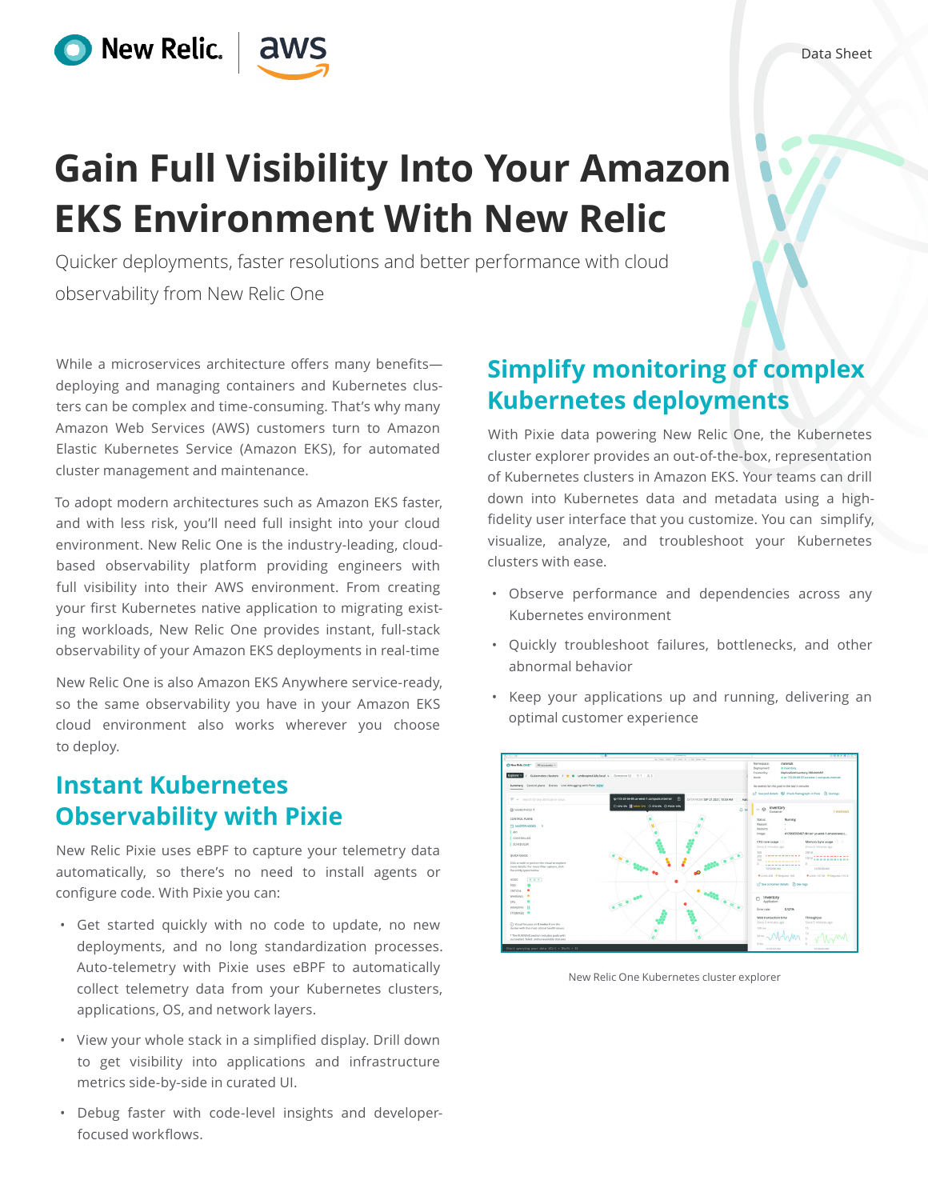Data Sheet

# Gain Full Visibility Into Your Amazon EKS Environment With New Relic

Quicker deployments, faster resolutions and better performance with cloud observability from New Relic One

While a microservices architecture offers many benefits—deploying and managing containers and Kubernetes clusters can be complex and time-consuming. That's why many Amazon Web Services (AWS) customers turn to Amazon Elastic Kubernetes Service (Amazon EKS), for automated cluster management and maintenance.

To adopt modern architectures such as Amazon EKS faster, and with less risk, you'll need full insight into your cloud environment. New Relic One is the industry-leading, cloud-based observability platform providing engineers with full visibility into their AWS environment. From creating your first Kubernetes native application to migrating existing workloads, New Relic One provides instant, full-stack observability of your Amazon EKS deployments in real-time

New Relic One is also Amazon EKS Anywhere service-ready, so the same observability you have in your Amazon EKS cloud environment also works wherever you choose to deploy.

## Instant Kubernetes Observability with Pixie

New Relic Pixie uses eBPF to capture your telemetry data automatically, so there's no need to install agents or configure code. With Pixie you can:

- Get started quickly with no code to update, no new deployments, and no long standardization processes. Auto-telemetry with Pixie uses eBPF to automatically collect telemetry data from your Kubernetes clusters, applications, OS, and network layers.
- View your whole stack in a simplified display. Drill down to get visibility into applications and infrastructure metrics side-by-side in curated UI.
- Debug faster with code-level insights and developer-focused workflows.

## Simplify monitoring of complex Kubernetes deployments

With Pixie data powering New Relic One, the Kubernetes cluster explorer provides an out-of-the-box, representation of Kubernetes clusters in Amazon EKS. Your teams can drill down into Kubernetes data and metadata using a high-fidelity user interface that you customize. You can simplify, visualize, analyze, and troubleshoot your Kubernetes clusters with ease.

- Observe performance and dependencies across any Kubernetes environment
- Quickly troubleshoot failures, bottlenecks, and other abnormal behavior
- Keep your applications up and running, delivering an optimal customer experience

New Relic One Kubernetes cluster explorer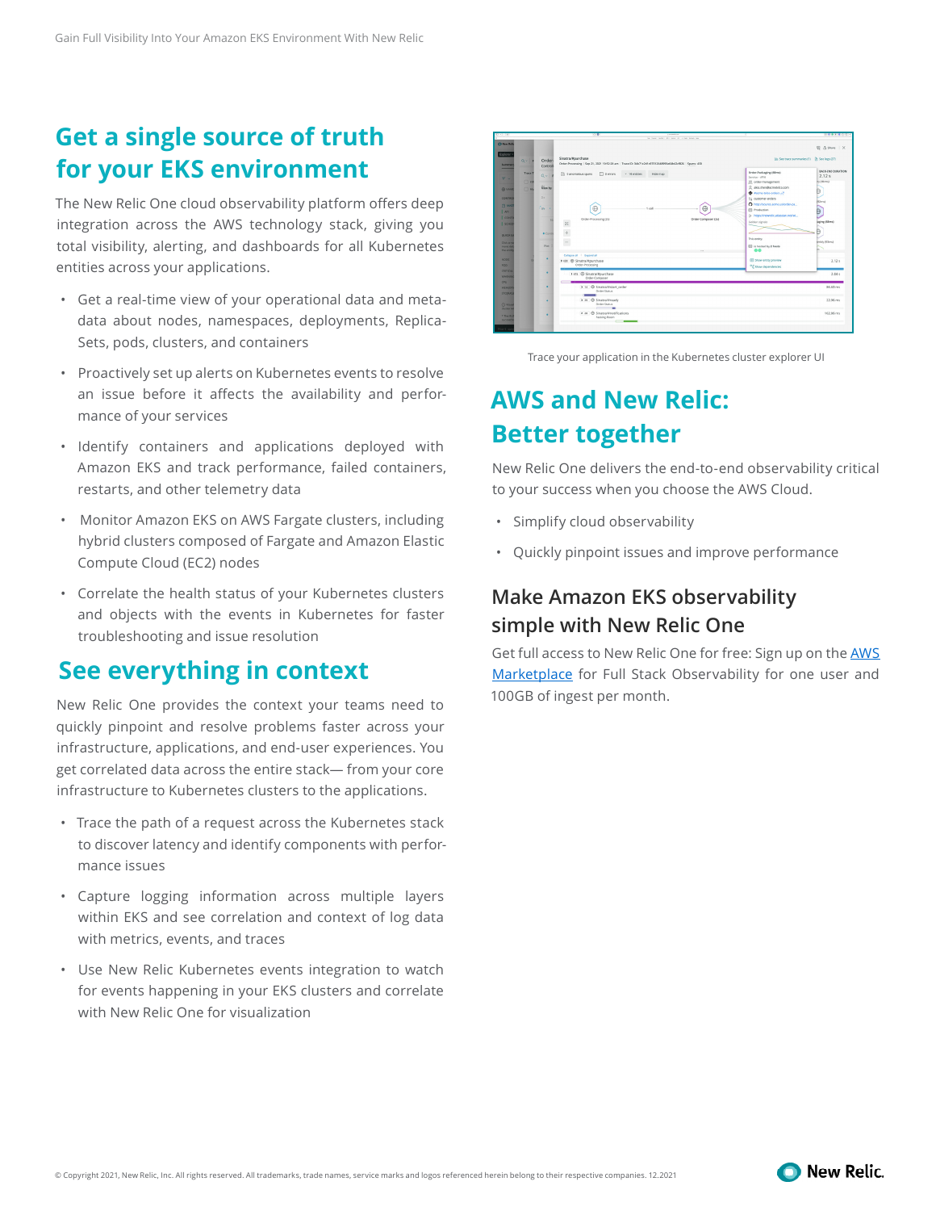## Get a single source of truth for your EKS environment

The New Relic One cloud observability platform offers deep integration across the AWS technology stack, giving you total visibility, alerting, and dashboards for all Kubernetes entities across your applications.

- Get a real-time view of your operational data and meta-data about nodes, namespaces, deployments, Replica-Sets, pods, clusters, and containers
- Proactively set up alerts on Kubernetes events to resolve an issue before it affects the availability and performance of your services
- Identify containers and applications deployed with Amazon EKS and track performance, failed containers, restarts, and other telemetry data
- Monitor Amazon EKS on AWS Fargate clusters, including hybrid clusters composed of Fargate and Amazon Elastic Compute Cloud (EC2) nodes
- Correlate the health status of your Kubernetes clusters and objects with the events in Kubernetes for faster troubleshooting and issue resolution

## See everything in context

New Relic One provides the context your teams need to quickly pinpoint and resolve problems faster across your infrastructure, applications, and end-user experiences. You get correlated data across the entire stack— from your core infrastructure to Kubernetes clusters to the applications.

- Trace the path of a request across the Kubernetes stack to discover latency and identify components with performance issues
- Capture logging information across multiple layers within EKS and see correlation and context of log data with metrics, events, and traces
- Use New Relic Kubernetes events integration to watch for events happening in your EKS clusters and correlate with New Relic One for visualization

Trace your application in the Kubernetes cluster explorer UI

## AWS and New Relic: Better together

New Relic One delivers the end-to-end observability critical to your success when you choose the AWS Cloud.

- Simplify cloud observability
- Quickly pinpoint issues and improve performance

### Make Amazon EKS observability simple with New Relic One

Get full access to New Relic One for free: Sign up on the AWS Marketplace for Full Stack Observability for one user and 100GB of ingest per month.

© Copyright 2021, New Relic, Inc. All rights reserved. All trademarks, trade names, service marks and logos referenced herein belong to their respective companies. 12.2021